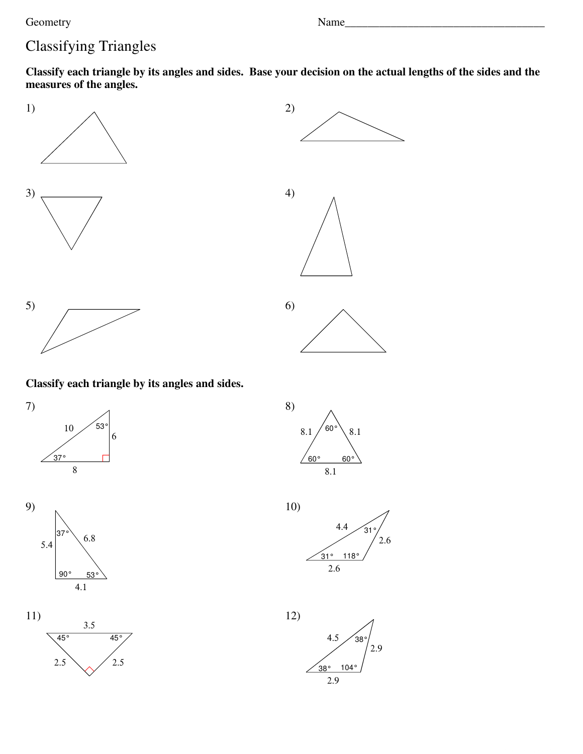Geometry Name___________________________________

# Classifying Triangles

**Classify each triangle by its angles and sides. Base your decision on the actual lengths of the sides and the measures of the angles.**

1)

2)

3)

4)

5)

6)

**Classify each triangle by its angles and sides.**

7) Sides: 10, 6, 8; angles: 53°, 37°, right angle

8) Sides: 8.1, 8.1, 8.1; angles: 60°, 60°, 60°

9) Sides: 5.4, 6.8, 4.1; angles: 37°, 90°, 53°

10) Sides: 4.4, 2.6, 2.6; angles: 31°, 31°, 118°

11) Sides: 3.5, 2.5, 2.5; angles: 45°, 45°, right angle

12) Sides: 4.5, 2.9, 2.9; angles: 38°, 38°, 104°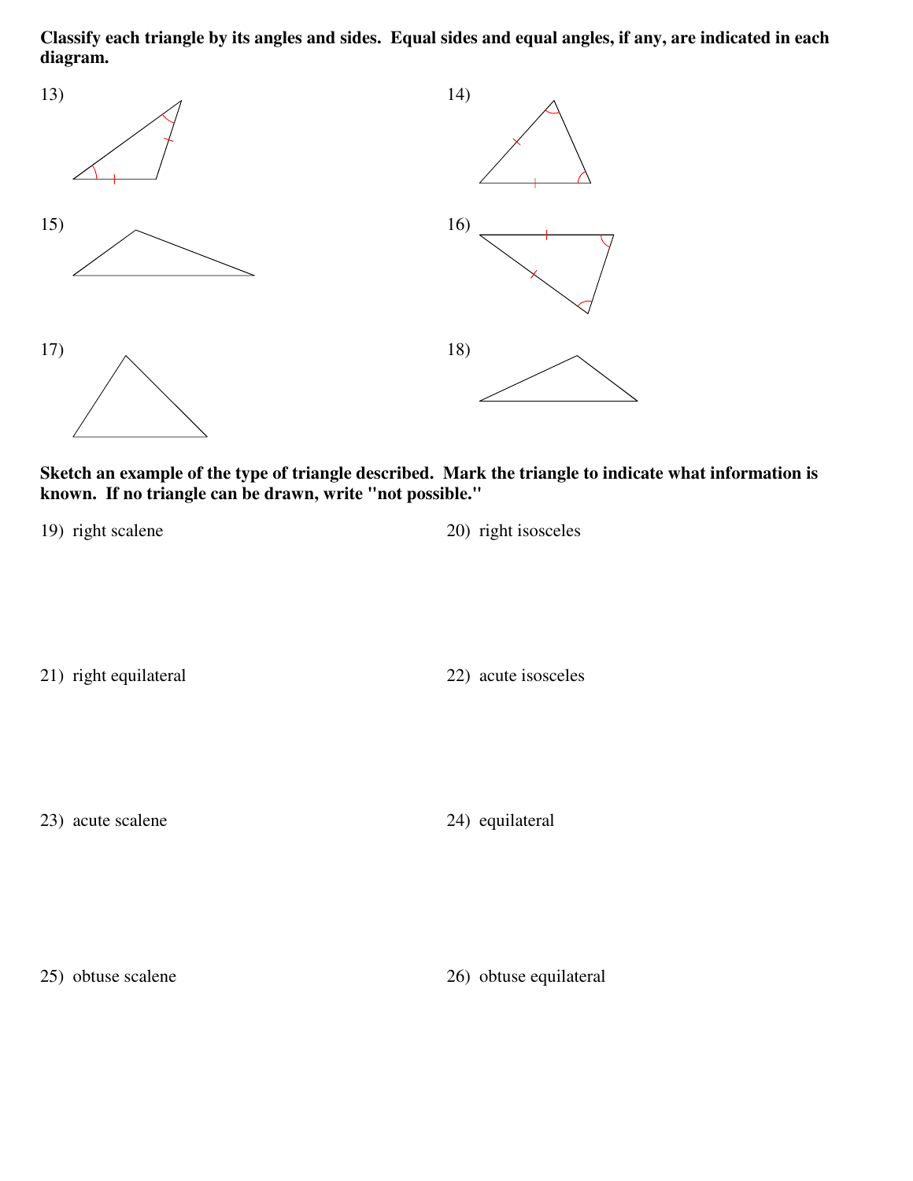**Classify each triangle by its angles and sides. Equal sides and equal angles, if any, are indicated in each diagram.**

13)

14)

15)

16)

17)

18)

**Sketch an example of the type of triangle described. Mark the triangle to indicate what information is known. If no triangle can be drawn, write "not possible."**

19) right scalene

20) right isosceles

21) right equilateral

22) acute isosceles

23) acute scalene

24) equilateral

25) obtuse scalene

26) obtuse equilateral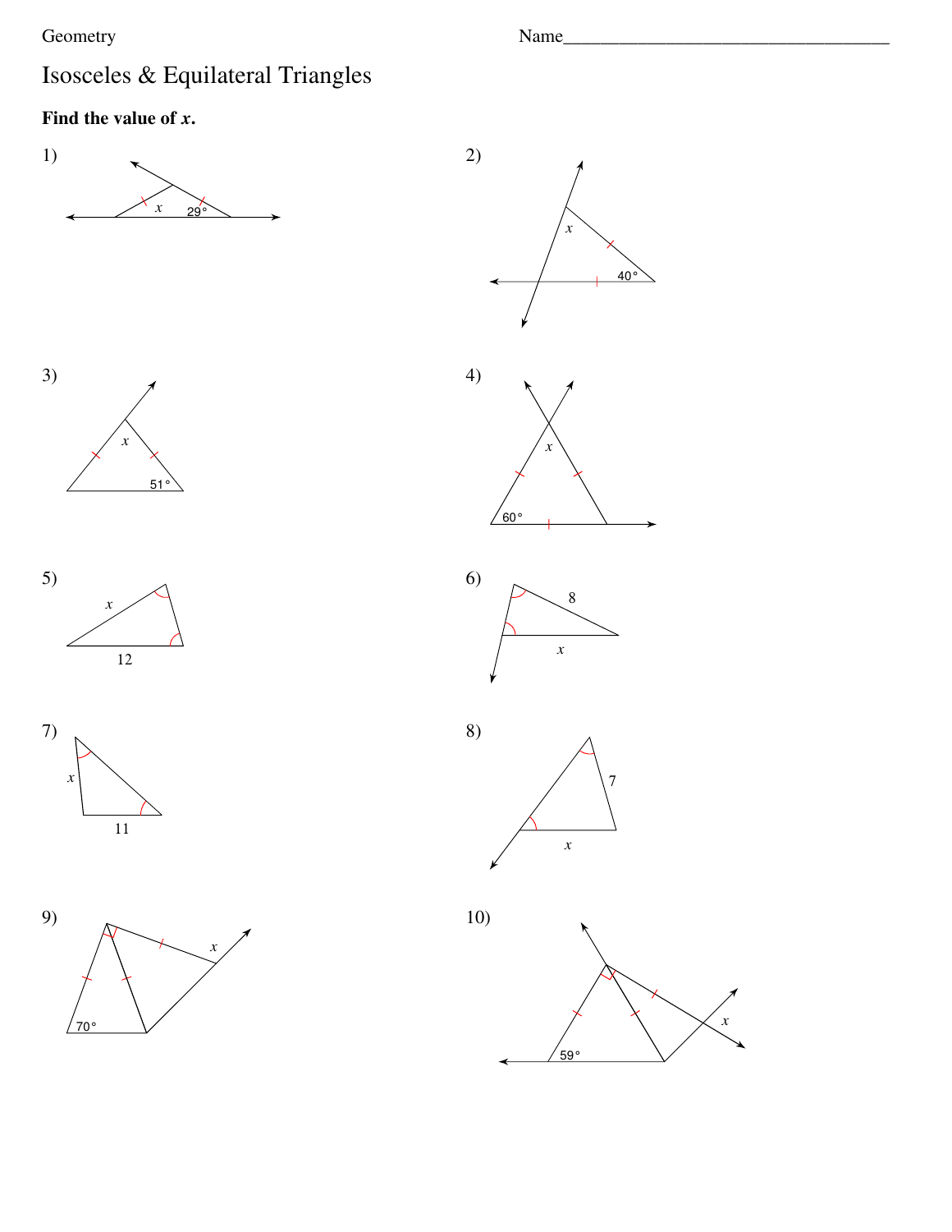Geometry

Name____________________________________

# Isosceles & Equilateral Triangles

**Find the value of *x*.**

1) $x$, $29°$

2) $x$, $40°$

3) $x$, $51°$

4) $x$, $60°$

5) $x$, $12$

6) $8$, $x$

7) $x$, $11$

8) $7$, $x$

9) $70°$, $x$

10) $59°$, $x$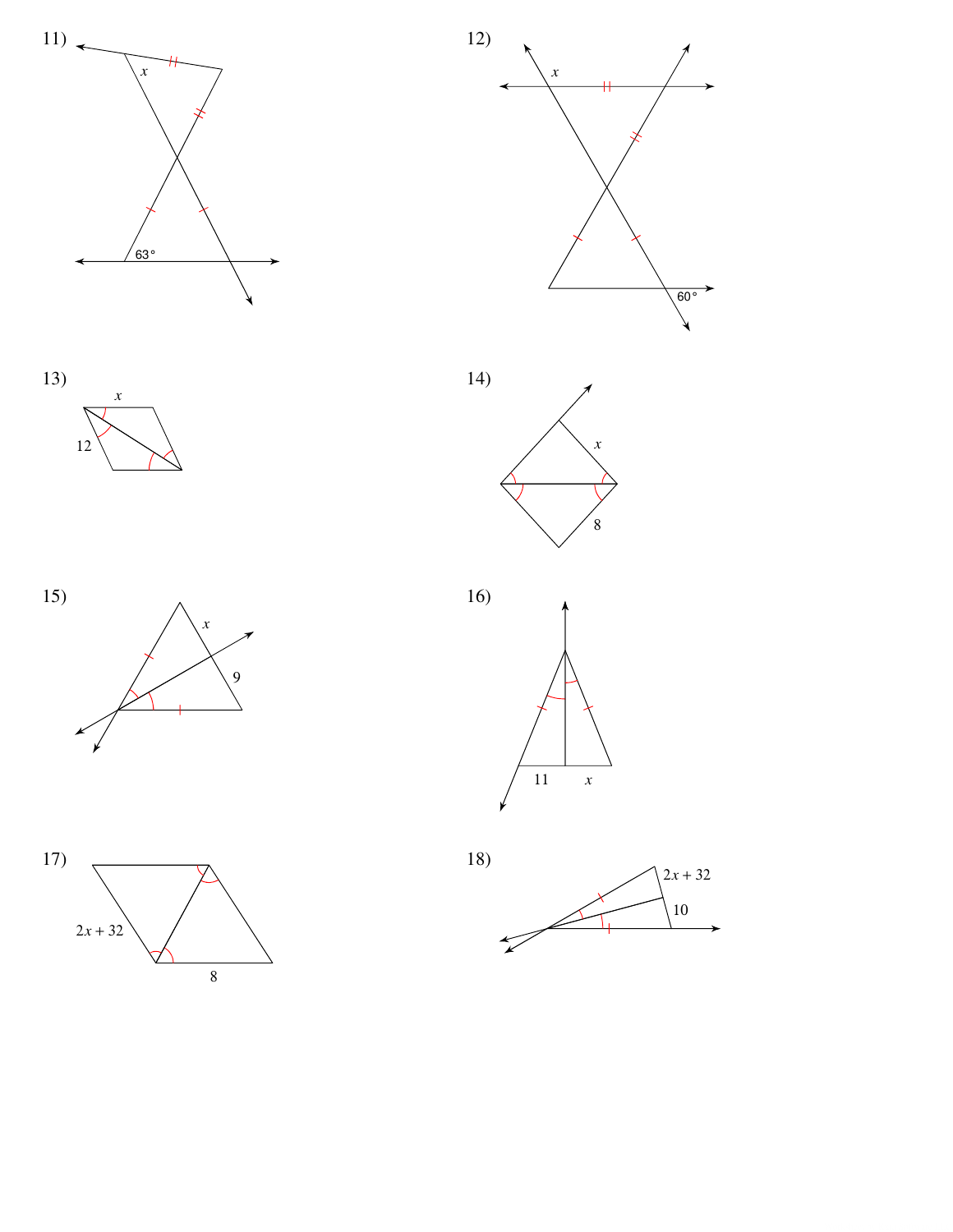11)

$x$

$63°$

12)

$x$

$60°$

13)

$x$

12

14)

$x$

8

15)

$x$

9

16)

11

$x$

17)

$2x + 32$

8

18)

$2x + 32$

10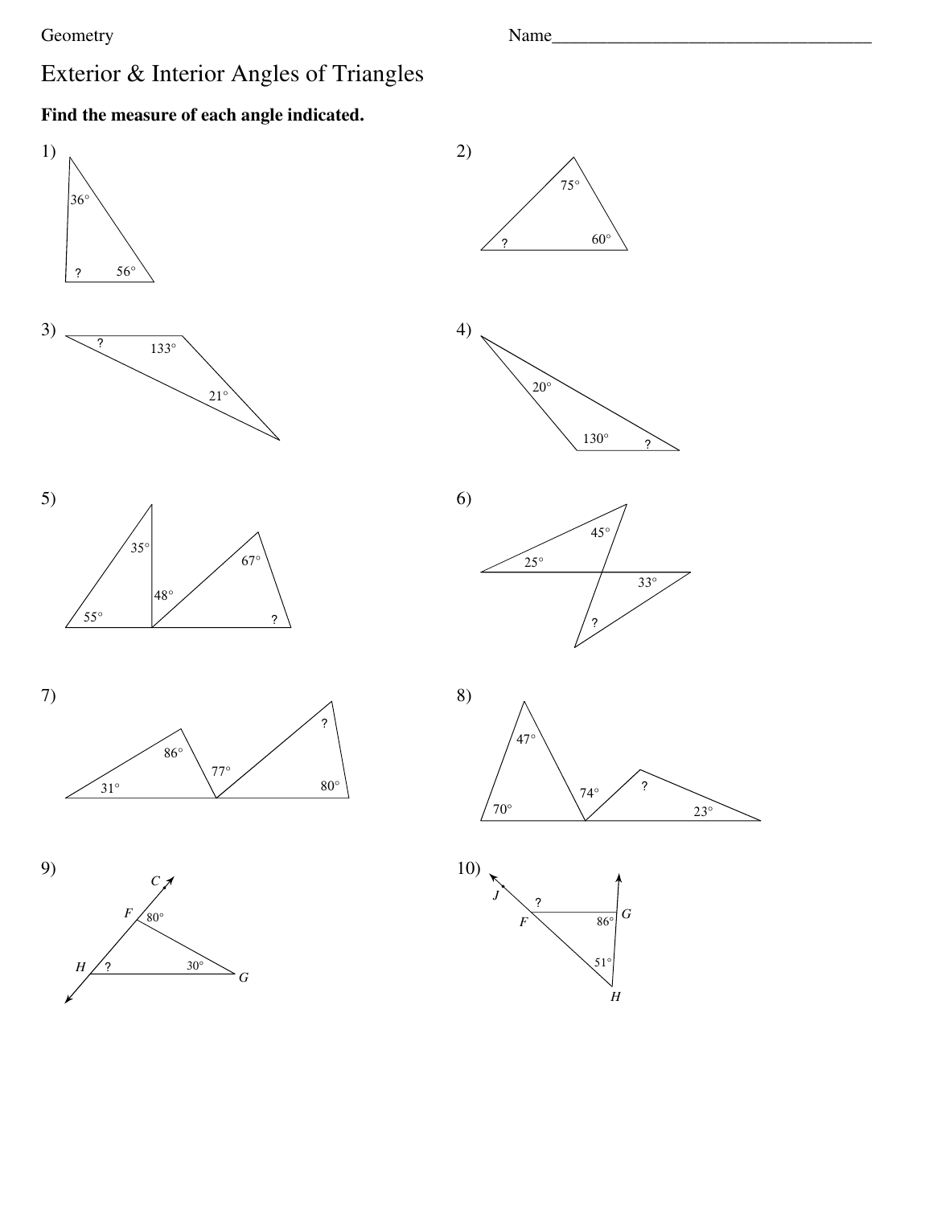Geometry

Name___________________________________

# Exterior & Interior Angles of Triangles

**Find the measure of each angle indicated.**

1) 36°, ?, 56°

2) 75°, ?, 60°

3) ?, 133°, 21°

4) 20°, 130°, ?

5) 35°, 55°, 48°, 67°, ?

6) 45°, 25°, 33°, ?

7) 86°, 31°, 77°, ?, 80°

8) 47°, 70°, 74°, ?, 23°

9) C, F, 80°, H, ?, 30°, G

10) J, ?, F, 86°, G, 51°, H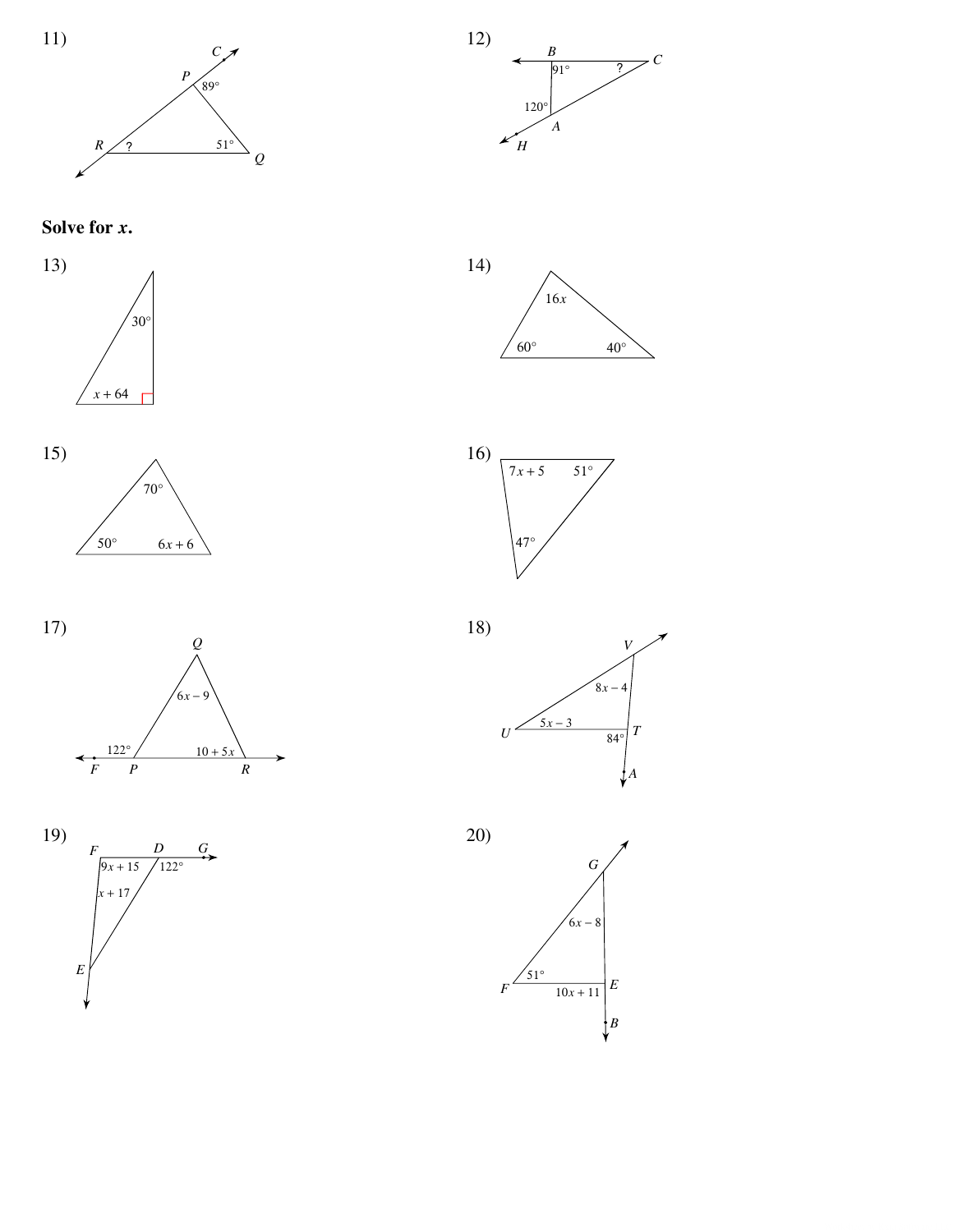11)

$C$, $P$, $89°$, $R$, $?$, $51°$, $Q$

12)

$B$, $91°$, $?$, $C$, $120°$, $A$, $H$

**Solve for $x$.**

13)

$30°$

$x + 64$

14)

$16x$

$60°$ $40°$

15)

$70°$

$50°$ $6x + 6$

16)

$7x + 5$ $51°$

$47°$

17)

$Q$

$6x - 9$

$122°$ $10 + 5x$

$F$ $P$ $R$

18)

$V$

$8x - 4$

$U$ $5x - 3$ $T$

$84°$

$A$

19)

$F$ $D$ $G$

$9x + 15$ $122°$

$x + 17$

$E$

20)

$G$

$6x - 8$

$51°$ $E$

$F$ $10x + 11$

$B$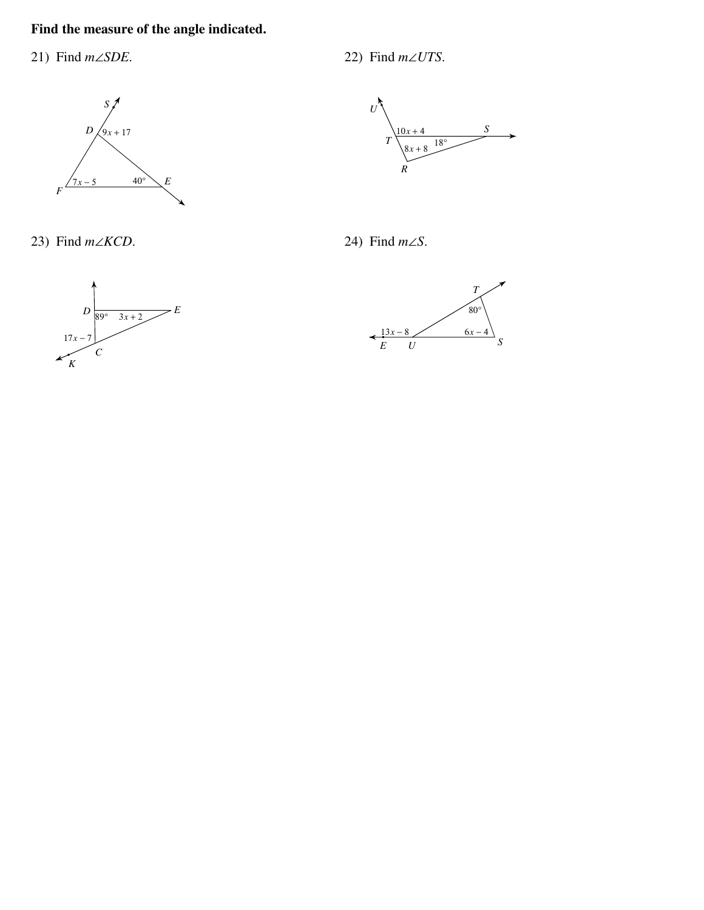**Find the measure of the angle indicated.**

21) Find $m\angle SDE$.

$9x + 17$

$7x - 5$

$40°$

22) Find $m\angle UTS$.

$10x + 4$

$8x + 8$

$18°$

23) Find $m\angle KCD$.

$89°$

$3x + 2$

$17x - 7$

24) Find $m\angle S$.

$80°$

$13x - 8$

$6x - 4$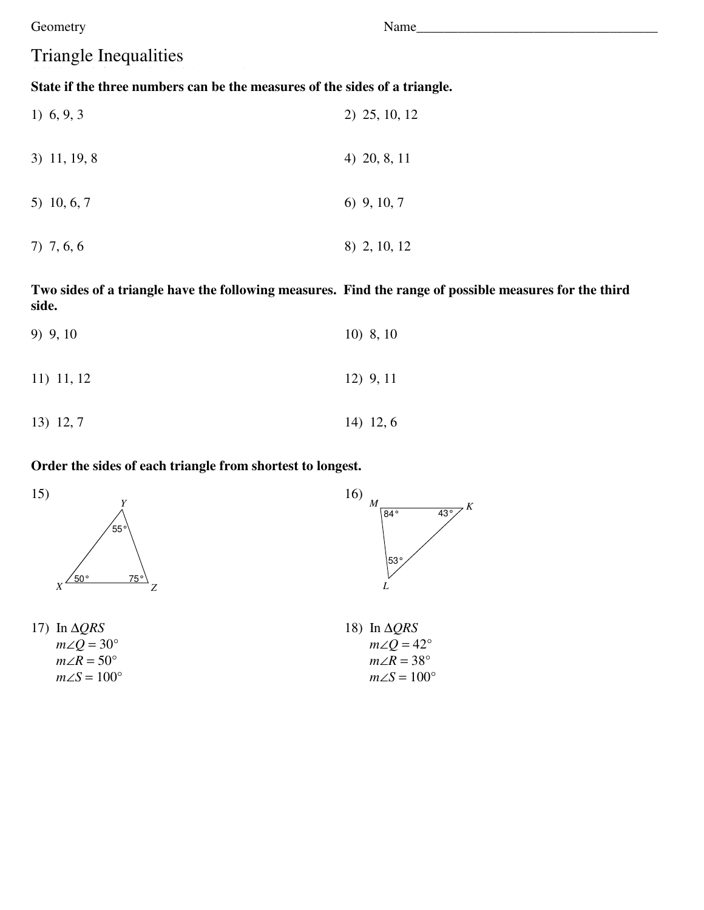Geometry Name___________________________________

# Triangle Inequalities

**State if the three numbers can be the measures of the sides of a triangle.**

1) 6, 9, 3

2) 25, 10, 12

3) 11, 19, 8

4) 20, 8, 11

5) 10, 6, 7

6) 9, 10, 7

7) 7, 6, 6

8) 2, 10, 12

**Two sides of a triangle have the following measures. Find the range of possible measures for the third side.**

9) 9, 10

10) 8, 10

11) 11, 12

12) 9, 11

13) 12, 7

14) 12, 6

**Order the sides of each triangle from shortest to longest.**

15) Triangle $XYZ$ with $m\angle X = 50°$, $m\angle Y = 55°$, $m\angle Z = 75°$

16) Triangle $MKL$ with $m\angle M = 84°$, $m\angle K = 43°$, $m\angle L = 53°$

17) In $\Delta QRS$
$m\angle Q = 30°$
$m\angle R = 50°$
$m\angle S = 100°$

18) In $\Delta QRS$
$m\angle Q = 42°$
$m\angle R = 38°$
$m\angle S = 100°$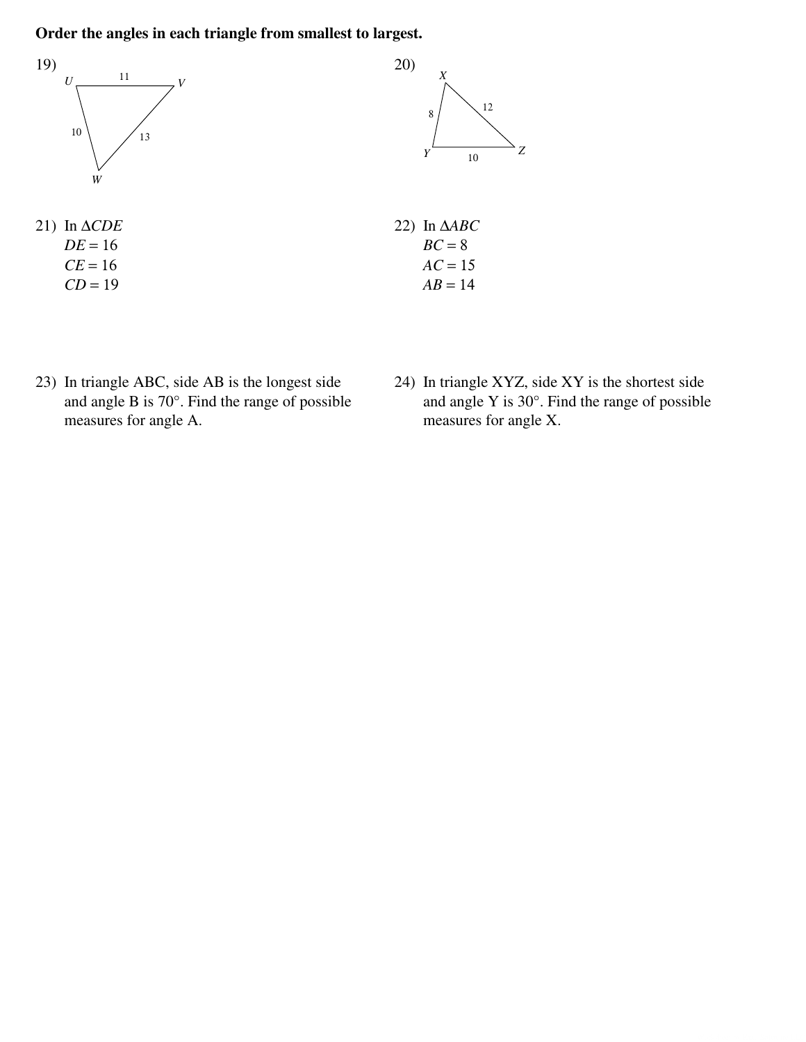**Order the angles in each triangle from smallest to largest.**

19) Triangle $UVW$ with $UV = 11$, $UW = 10$, $VW = 13$

20) Triangle $XYZ$ with $XY = 8$, $XZ = 12$, $YZ = 10$

21) In $\Delta CDE$
$DE = 16$
$CE = 16$
$CD = 19$

22) In $\Delta ABC$
$BC = 8$
$AC = 15$
$AB = 14$

23) In triangle ABC, side AB is the longest side and angle B is 70°. Find the range of possible measures for angle A.

24) In triangle XYZ, side XY is the shortest side and angle Y is 30°. Find the range of possible measures for angle X.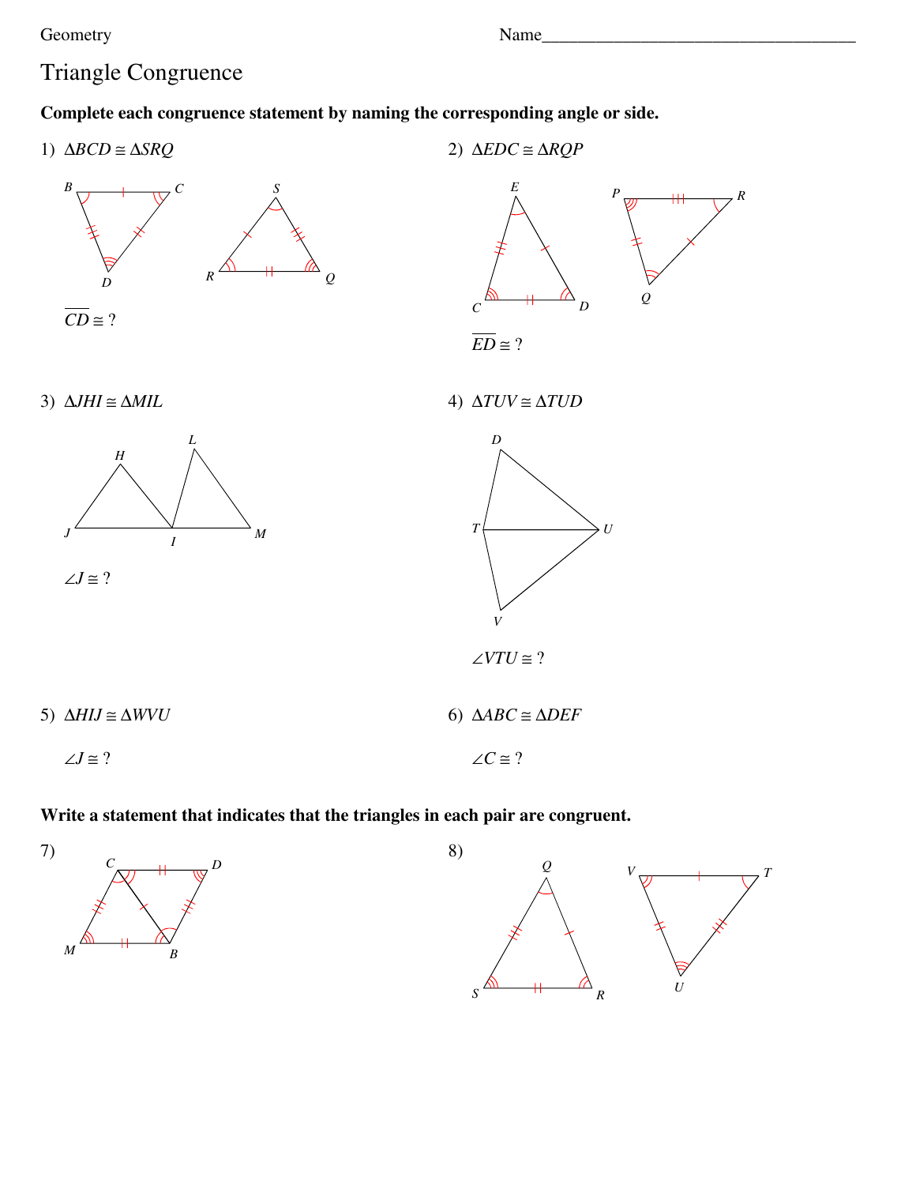Geometry

# Triangle Congruence

**Complete each congruence statement by naming the corresponding angle or side.**

1) $\Delta BCD \cong \Delta SRQ$

$\overline{CD} \cong ?$

2) $\Delta EDC \cong \Delta RQP$

$\overline{ED} \cong ?$

3) $\Delta JHI \cong \Delta MIL$

$\angle J \cong ?$

4) $\Delta TUV \cong \Delta TUD$

$\angle VTU \cong ?$

5) $\Delta HIJ \cong \Delta WVU$

$\angle J \cong ?$

6) $\Delta ABC \cong \Delta DEF$

$\angle C \cong ?$

**Write a statement that indicates that the triangles in each pair are congruent.**

7)

8)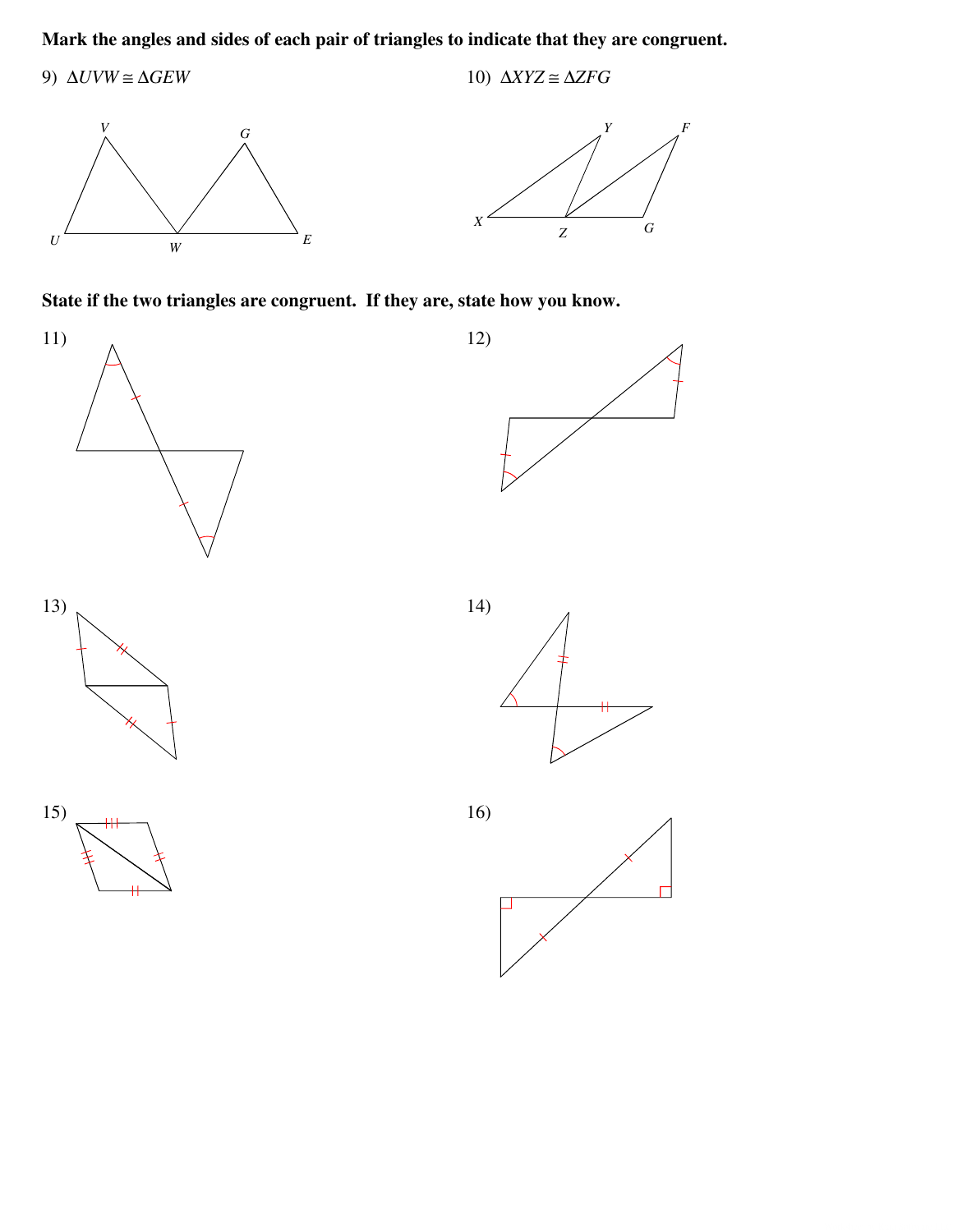**Mark the angles and sides of each pair of triangles to indicate that they are congruent.**

9) $\Delta UVW \cong \Delta GEW$

V G

U W E

10) $\Delta XYZ \cong \Delta ZFG$

Y F

X Z G

**State if the two triangles are congruent. If they are, state how you know.**

11)

12)

13)

14)

15)

16)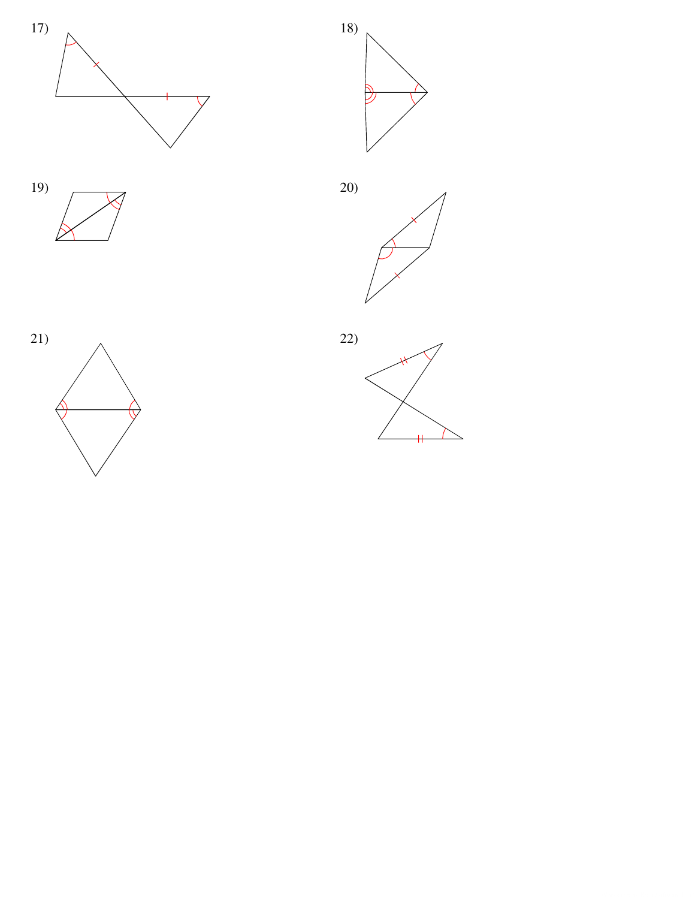17)

18)

19)

20)

21)

22)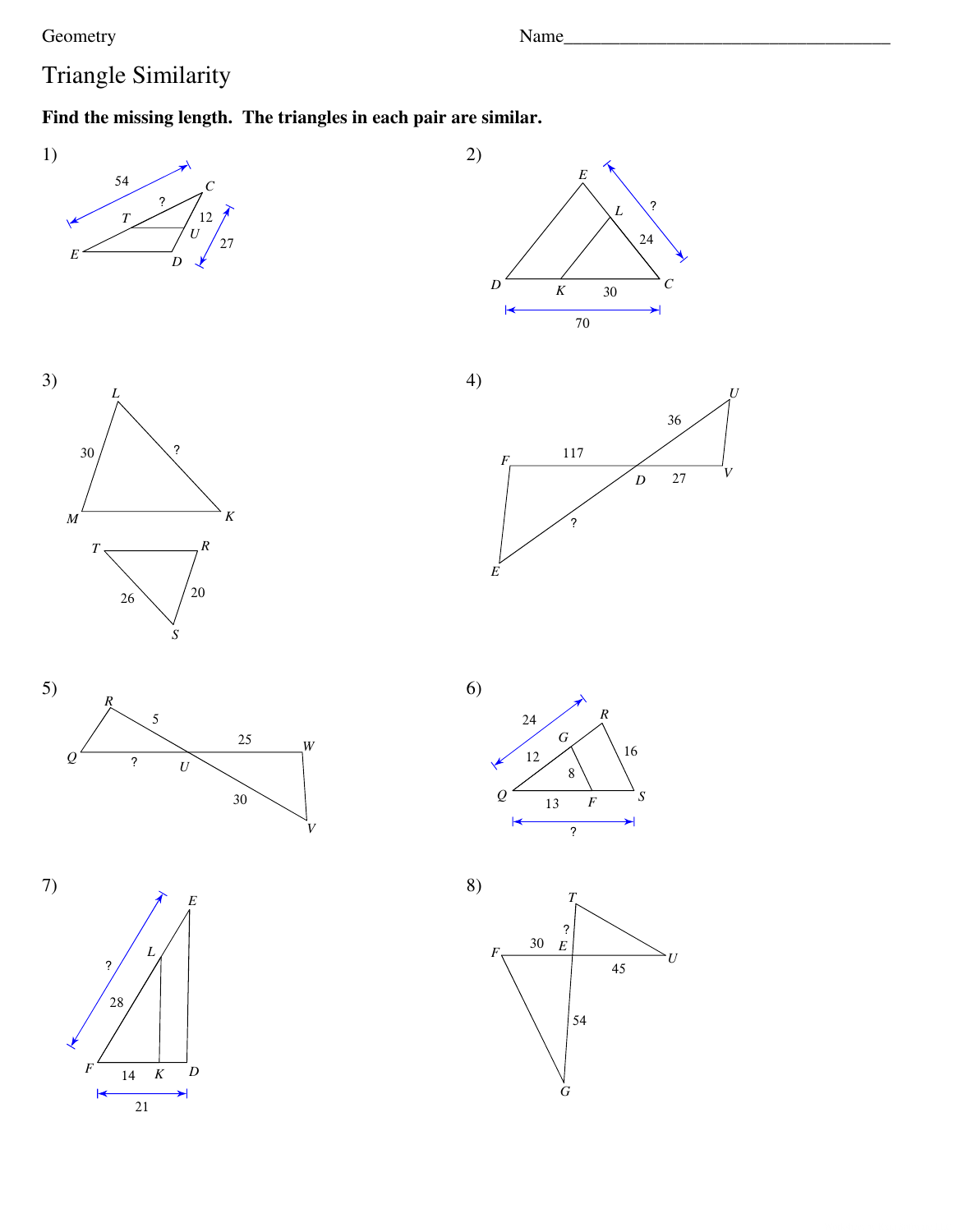Geometry

Name___________________________________

# Triangle Similarity

**Find the missing length. The triangles in each pair are similar.**

1) 54, ?, 12, 27 — T, C, U, E, D

2) E, L, ?, 24, D, K, 30, C, 70

3) L, 30, ?, M, K, T, R, 26, 20, S

4) U, 36, F, 117, D, 27, V, ?, E

5) R, 5, 25, W, Q, ?, U, 30, V

6) 24, R, G, 12, 16, 8, Q, 13, F, S, ?

7) E, ?, L, 28, F, 14, K, D, 21

8) T, ?, F, 30, E, U, 45, 54, G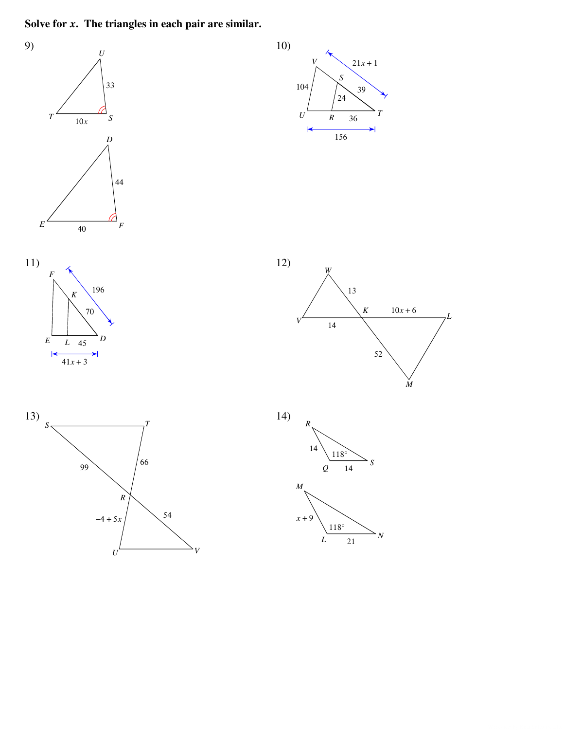**Solve for $x$. The triangles in each pair are similar.**

9)

$U$, $T$, $S$: $US = 33$, $TS = 10x$

$D$, $E$, $F$: $DF = 44$, $EF = 40$

10)

$V$, $S$, $T$, $U$, $R$: $VT = 21x + 1$, $VU = 104$, $ST = 39$, $SR = 24$, $RT = 36$, $UT = 156$

11)

$F$, $K$, $D$, $E$, $L$: $FD = 196$, $KD = 70$, $LD = 45$, $ED = 41x + 3$

12)

$W$, $K$, $L$, $V$, $M$: $WK = 13$, $KL = 10x + 6$, $VK = 14$, $KM = 52$

13)

$S$, $T$, $R$, $U$, $V$: $SR = 99$, $TR = 66$, $RU = -4 + 5x$, $RV = 54$

14)

$R$, $Q$, $S$: $RQ = 14$, $QS = 14$, $\angle Q = 118°$

$M$, $L$, $N$: $ML = x + 9$, $LN = 21$, $\angle L = 118°$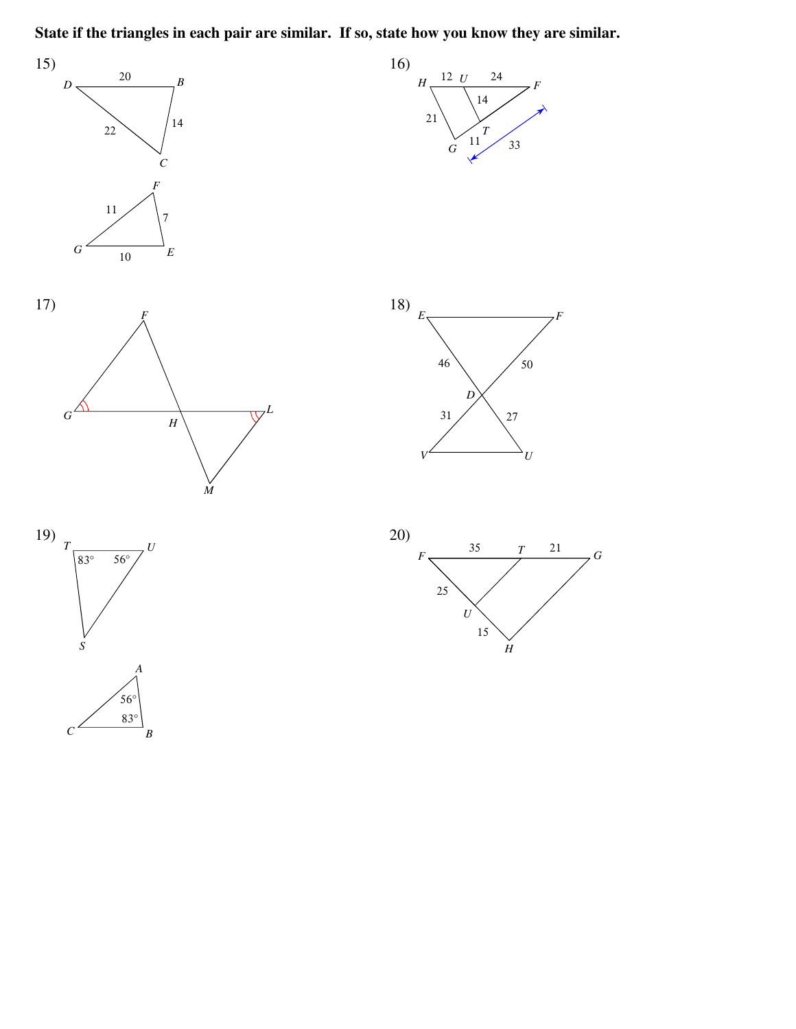**State if the triangles in each pair are similar. If so, state how you know they are similar.**

15)

D, B, C: DB = 20, BC = 14, DC = 22

F, G, E: GF = 11, FE = 7, GE = 10

16)

H, U, F, G, T: HU = 12, UF = 24, UT = 14, HG = 21, GT = 11, GF = 33

17)

F, G, H, L, M

18)

E, F, D, V, U: ED = 46, FD = 50, VD = 31, UD = 27

19)

T, U, S: $\angle T = 83°$, $\angle U = 56°$

A, C, B: $\angle A = 56°$, $\angle B = 83°$

20)

F, T, G, U, H: FT = 35, TG = 21, FU = 25, UH = 15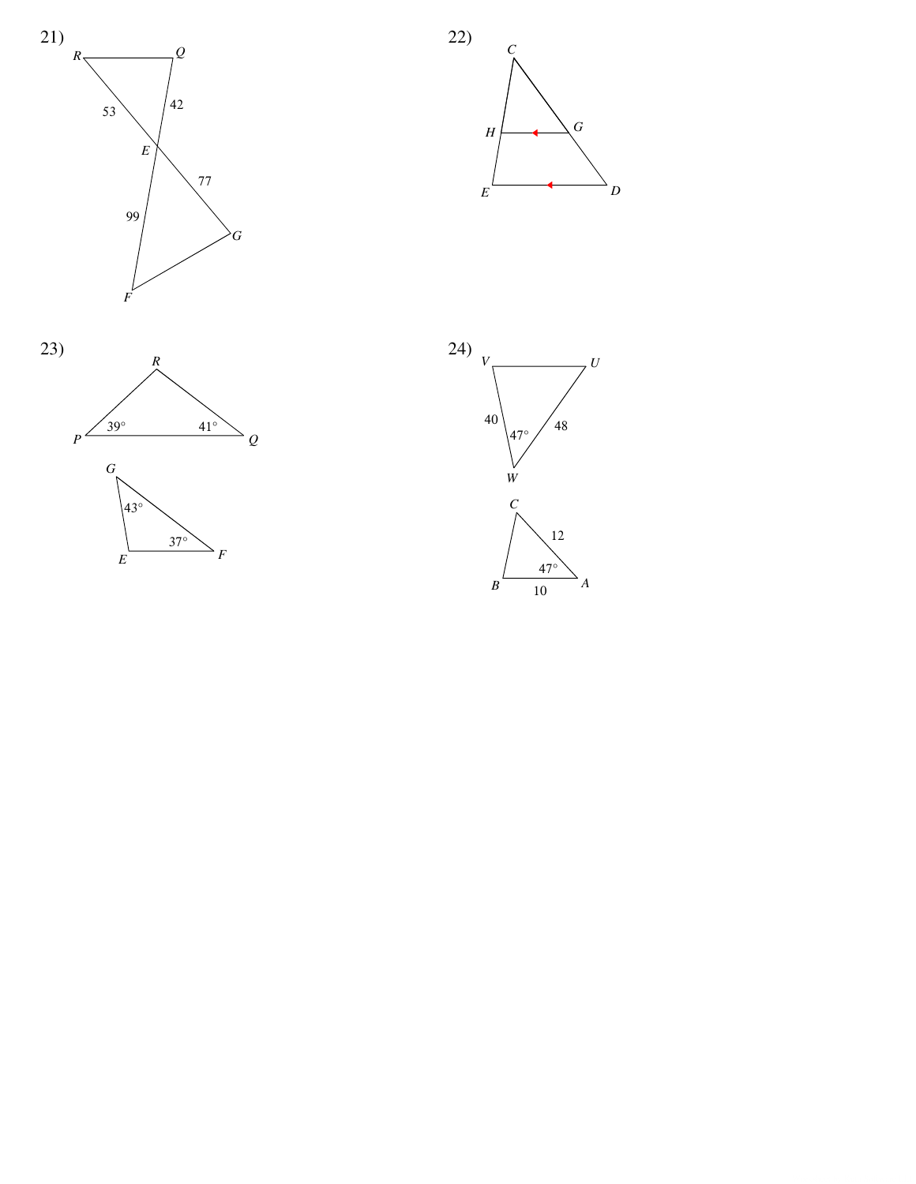21)

R, Q, E, G, F

53, 42, 77, 99

22)

C, H, G, E, D

23)

R, P, Q, G, E, F

$39°$, $41°$, $43°$, $37°$

24)

V, U, W, C, B, A

40, 48, $47°$, 12, $47°$, 10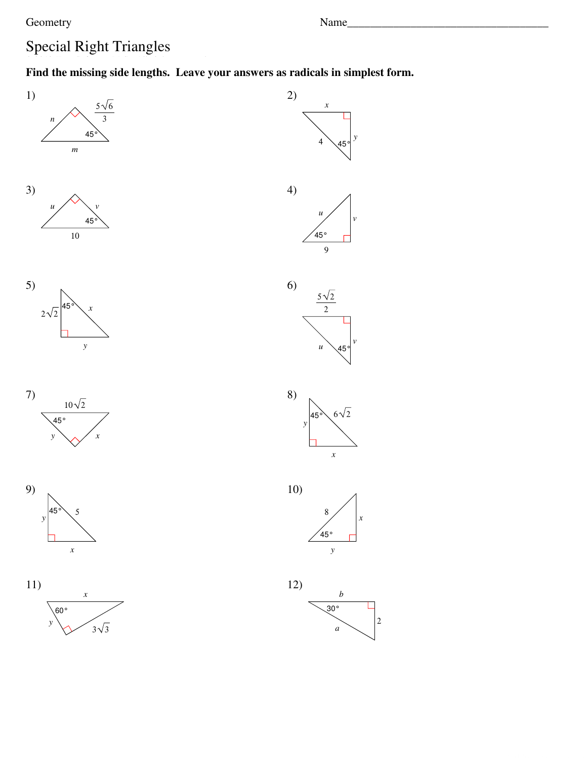Geometry

Name___________________________________

# Special Right Triangles

**Find the missing side lengths. Leave your answers as radicals in simplest form.**

1) $n$, $\frac{5\sqrt{6}}{3}$, $45°$, $m$

2) $x$, $4$, $45°$, $y$

3) $u$, $v$, $45°$, $10$

4) $u$, $v$, $45°$, $9$

5) $2\sqrt{2}$, $45°$, $x$, $y$

6) $\frac{5\sqrt{2}}{2}$, $u$, $45°$, $v$

7) $10\sqrt{2}$, $45°$, $y$, $x$

8) $45°$, $6\sqrt{2}$, $y$, $x$

9) $45°$, $5$, $y$, $x$

10) $8$, $x$, $45°$, $y$

11) $x$, $60°$, $y$, $3\sqrt{3}$

12) $b$, $30°$, $2$, $a$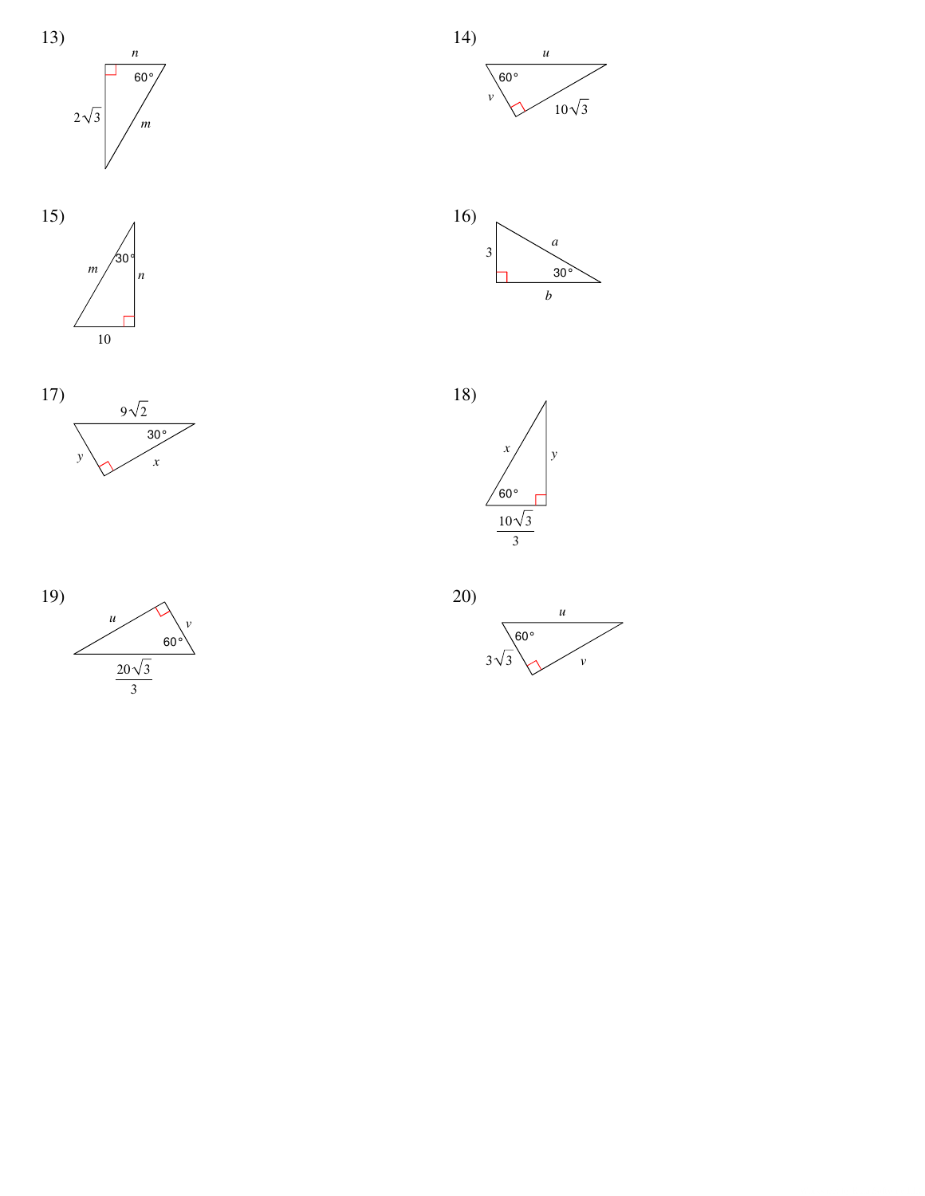13)

$n$

$60°$

$2\sqrt{3}$

$m$

14)

$u$

$60°$

$v$

$10\sqrt{3}$

15)

$m$

$30°$

$n$

10

16)

3

$a$

$30°$

$b$

17)

$9\sqrt{2}$

$30°$

$y$

$x$

18)

$x$

$y$

$60°$

$\frac{10\sqrt{3}}{3}$

19)

$u$

$v$

$60°$

$\frac{20\sqrt{3}}{3}$

20)

$u$

$60°$

$3\sqrt{3}$

$v$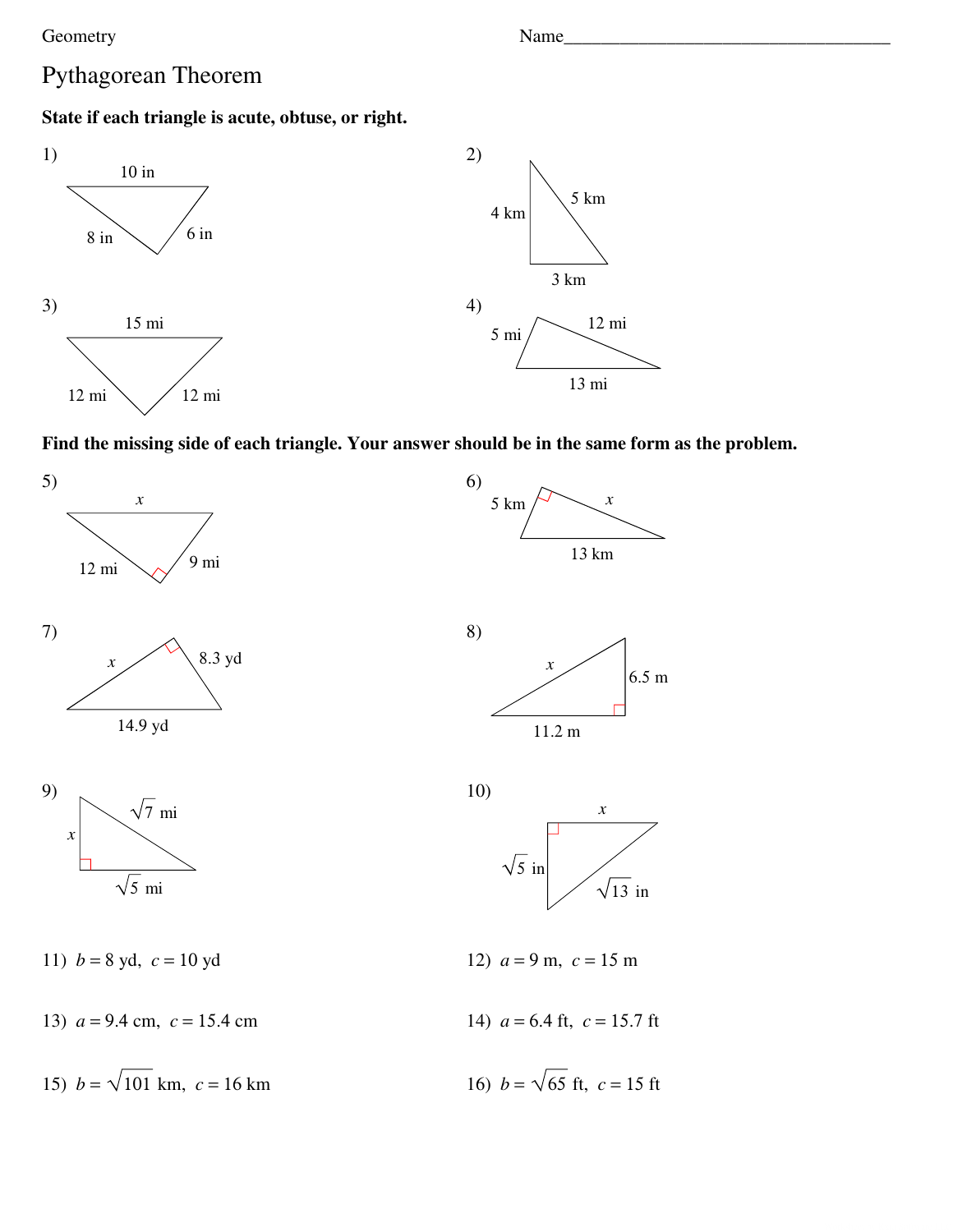Geometry

Name\_\_\_\_\_\_\_\_\_\_\_\_\_\_\_\_\_\_\_\_\_\_\_\_\_\_\_\_\_\_\_\_\_\_\_\_

# Pythagorean Theorem

**State if each triangle is acute, obtuse, or right.**

1) 10 in, 8 in, 6 in

2) 4 km, 5 km, 3 km

3) 15 mi, 12 mi, 12 mi

4) 5 mi, 12 mi, 13 mi

**Find the missing side of each triangle. Your answer should be in the same form as the problem.**

5) $x$, 12 mi, 9 mi

6) 5 km, $x$, 13 km

7) $x$, 8.3 yd, 14.9 yd

8) $x$, 6.5 m, 11.2 m

9) $x$, $\sqrt{7}$ mi, $\sqrt{5}$ mi

10) $x$, $\sqrt{5}$ in, $\sqrt{13}$ in

11) $b = 8$ yd, $c = 10$ yd

12) $a = 9$ m, $c = 15$ m

13) $a = 9.4$ cm, $c = 15.4$ cm

14) $a = 6.4$ ft, $c = 15.7$ ft

15) $b = \sqrt{101}$ km, $c = 16$ km

16) $b = \sqrt{65}$ ft, $c = 15$ ft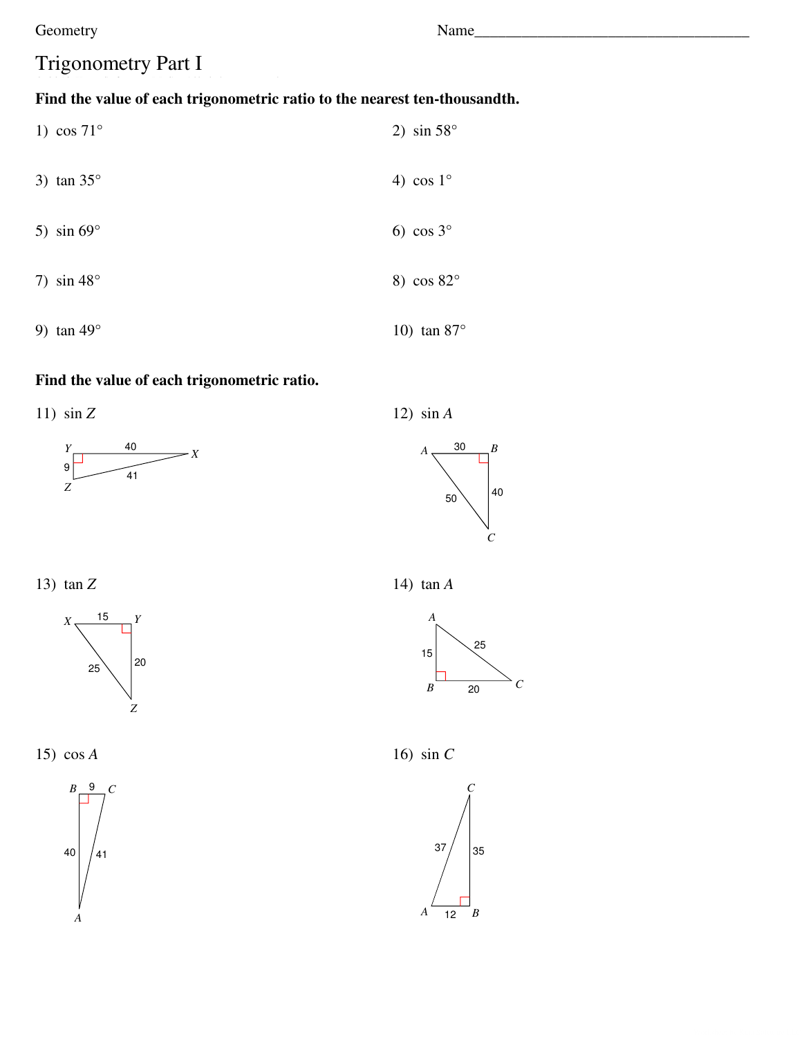Geometry

Name____________________________________

# Trigonometry Part I

**Find the value of each trigonometric ratio to the nearest ten-thousandth.**

1) $\cos 71°$

2) $\sin 58°$

3) $\tan 35°$

4) $\cos 1°$

5) $\sin 69°$

6) $\cos 3°$

7) $\sin 48°$

8) $\cos 82°$

9) $\tan 49°$

10) $\tan 87°$

**Find the value of each trigonometric ratio.**

11) $\sin Z$

Y 40 X
9 41
Z

12) $\sin A$

A 30 B
50 40
C

13) $\tan Z$

X 15 Y
25 20
Z

14) $\tan A$

A
15 25
B 20 C

15) $\cos A$

B 9 C
40 41
A

16) $\sin C$

C
37 35
A 12 B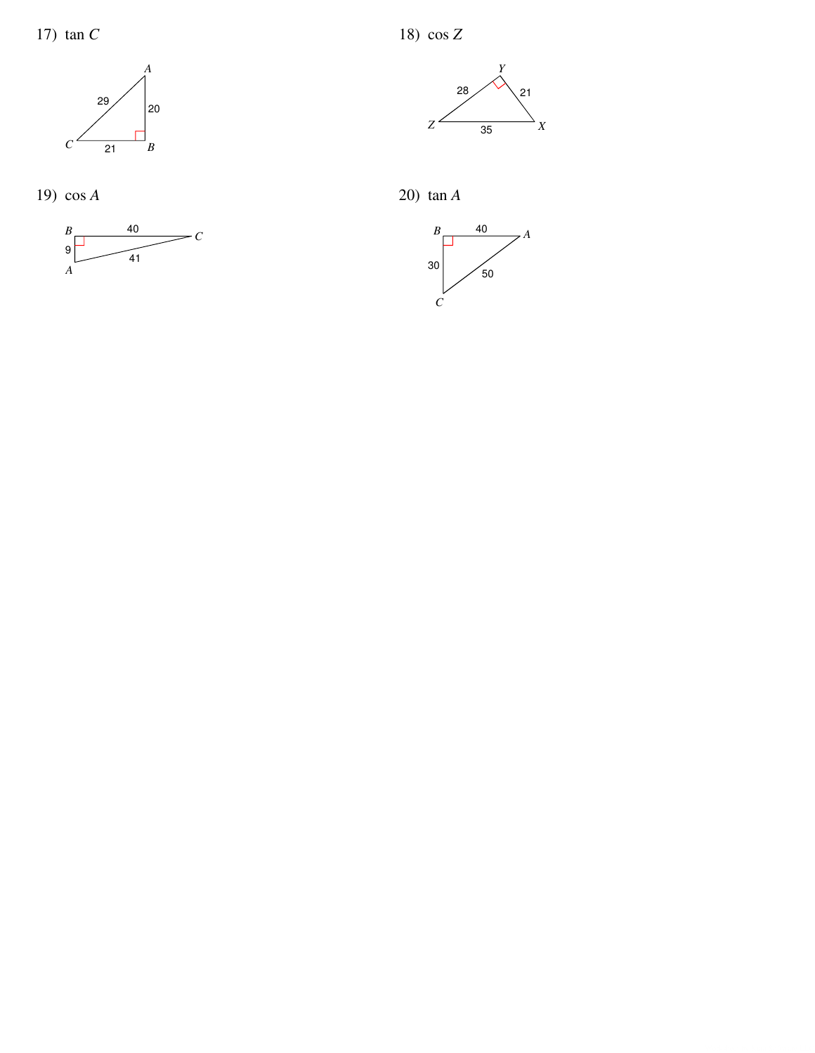17) $\tan C$

Triangle with vertices $A$, $B$, $C$; right angle at $B$; $CA = 29$, $AB = 20$, $CB = 21$.

18) $\cos Z$

Triangle with vertices $X$, $Y$, $Z$; right angle at $Y$; $ZY = 28$, $YX = 21$, $ZX = 35$.

19) $\cos A$

Triangle with vertices $A$, $B$, $C$; right angle at $B$; $BC = 40$, $BA = 9$, $AC = 41$.

20) $\tan A$

Triangle with vertices $A$, $B$, $C$; right angle at $B$; $BA = 40$, $BC = 30$, $CA = 50$.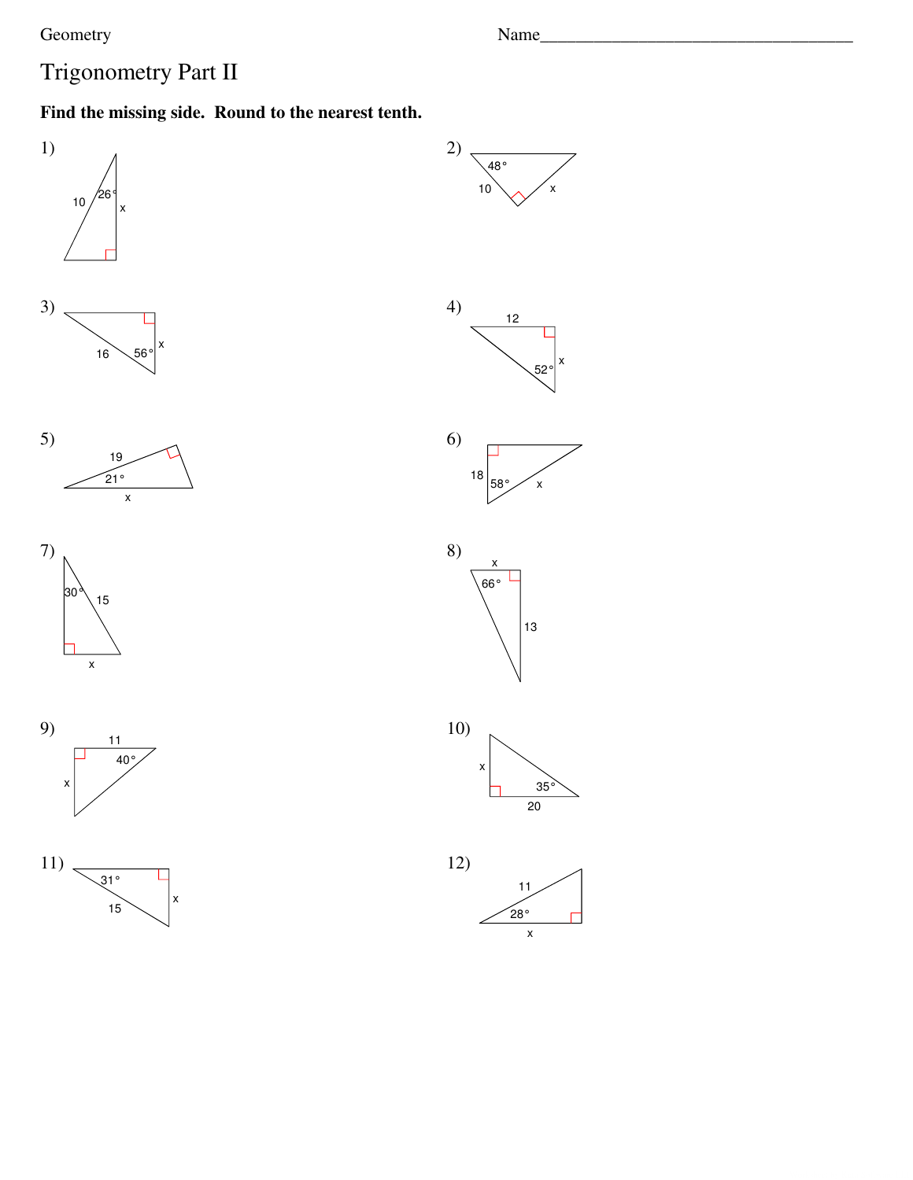Geometry

Name\_\_\_\_\_\_\_\_\_\_\_\_\_\_\_\_\_\_\_\_\_\_\_\_\_\_\_\_\_\_\_\_\_\_\_\_

# Trigonometry Part II

**Find the missing side. Round to the nearest tenth.**

1) 10, 26°, x

2) 48°, 10, x

3) 16, 56°, x

4) 12, 52°, x

5) 19, 21°, x

6) 18, 58°, x

7) 30°, 15, x

8) x, 66°, 13

9) 11, 40°, x

10) x, 35°, 20

11) 31°, 15, x

12) 11, 28°, x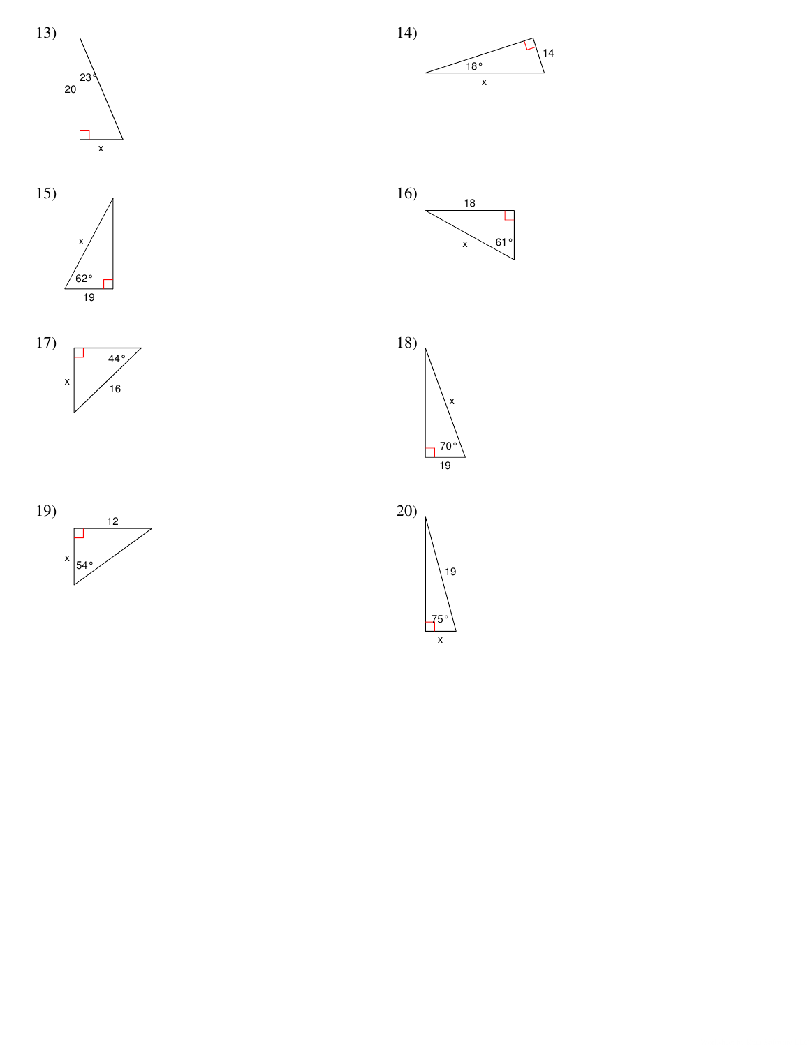13) 20, 23°, x

14) 18°, 14, x

15) x, 62°, 19

16) 18, 61°, x

17) 44°, x, 16

18) x, 70°, 19

19) 12, x, 54°

20) 19, 75°, x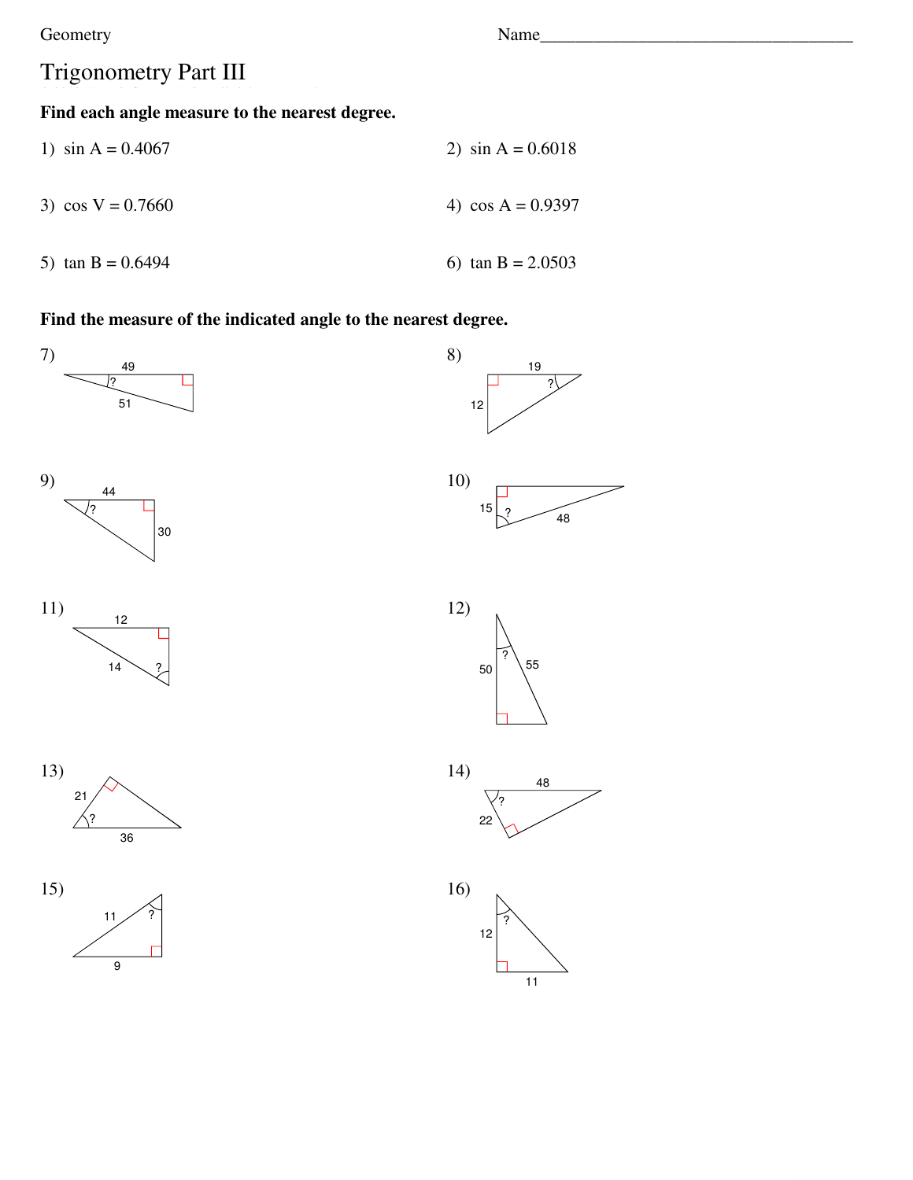Geometry

Name_________________________________

# Trigonometry Part III

**Find each angle measure to the nearest degree.**

1) $\sin A = 0.4067$

2) $\sin A = 0.6018$

3) $\cos V = 0.7660$

4) $\cos A = 0.9397$

5) $\tan B = 0.6494$

6) $\tan B = 2.0503$

**Find the measure of the indicated angle to the nearest degree.**

7) 49, 51, ?

8) 19, 12, ?

9) 44, 30, ?

10) 15, 48, ?

11) 12, 14, ?

12) 50, 55, ?

13) 21, 36, ?

14) 48, 22, ?

15) 11, 9, ?

16) 12, 11, ?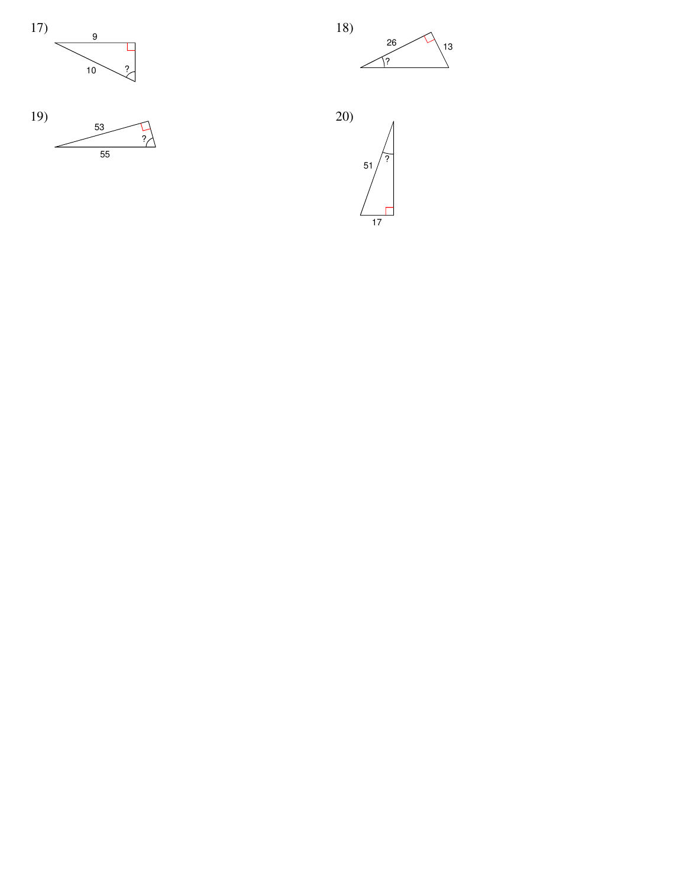17) 9, 10, ?

18) 26, 13, ?

19) 53, 55, ?

20) 51, 17, ?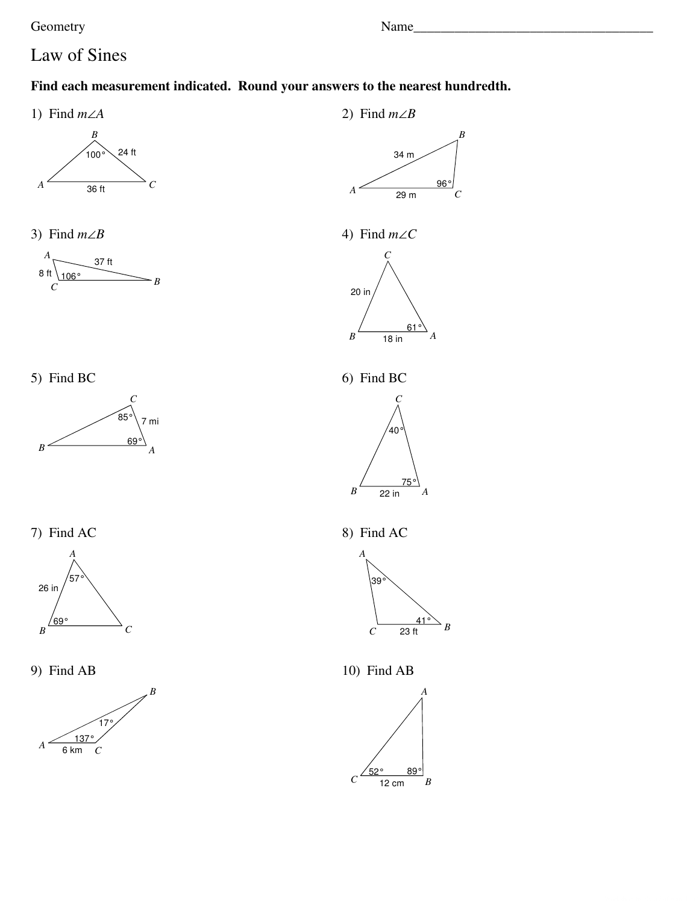Geometry

Name___________________________________

# Law of Sines

**Find each measurement indicated. Round your answers to the nearest hundredth.**

1) Find $m\angle A$

B, 100°, 24 ft, A, 36 ft, C

2) Find $m\angle B$

B, 34 m, 96°, A, 29 m, C

3) Find $m\angle B$

A, 37 ft, 8 ft, 106°, C, B

4) Find $m\angle C$

C, 20 in, 61°, B, 18 in, A

5) Find BC

C, 85°, 7 mi, 69°, B, A

6) Find BC

C, 40°, 75°, B, 22 in, A

7) Find AC

A, 57°, 26 in, 69°, B, C

8) Find AC

A, 39°, 41°, C, 23 ft, B

9) Find AB

B, 17°, 137°, A, 6 km, C

10) Find AB

A, 52°, 89°, C, 12 cm, B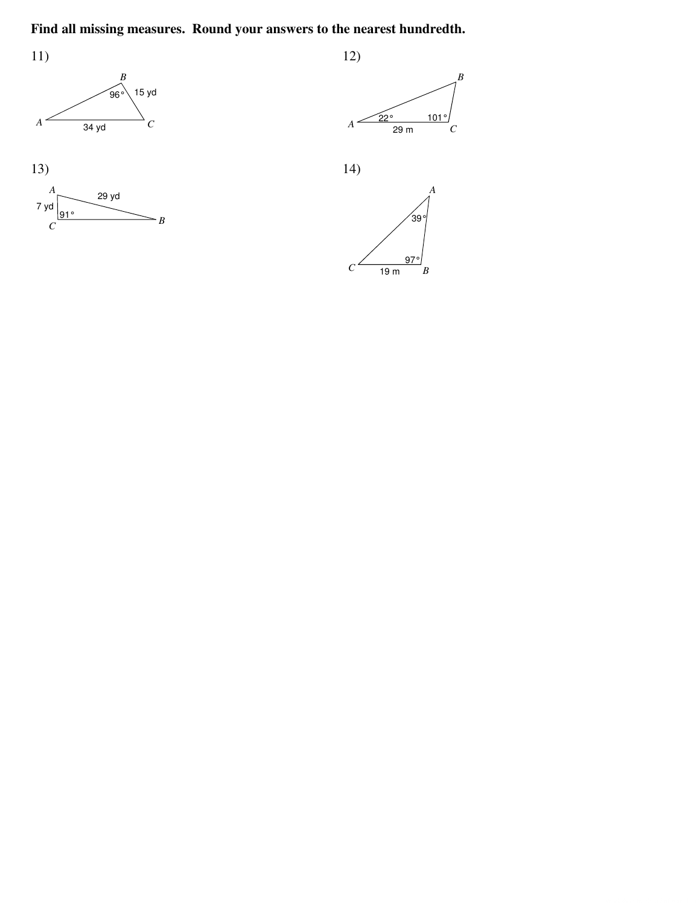**Find all missing measures. Round your answers to the nearest hundredth.**

11)

$B$ — $96°$ — 15 yd

$A$ — 34 yd — $C$

12)

$B$

$A$ — $22°$ — 29 m — $101°$ — $C$

13)

$A$ — 29 yd

7 yd — $91°$

$C$ — $B$

14)

$A$ — $39°$

$97°$

$C$ — 19 m — $B$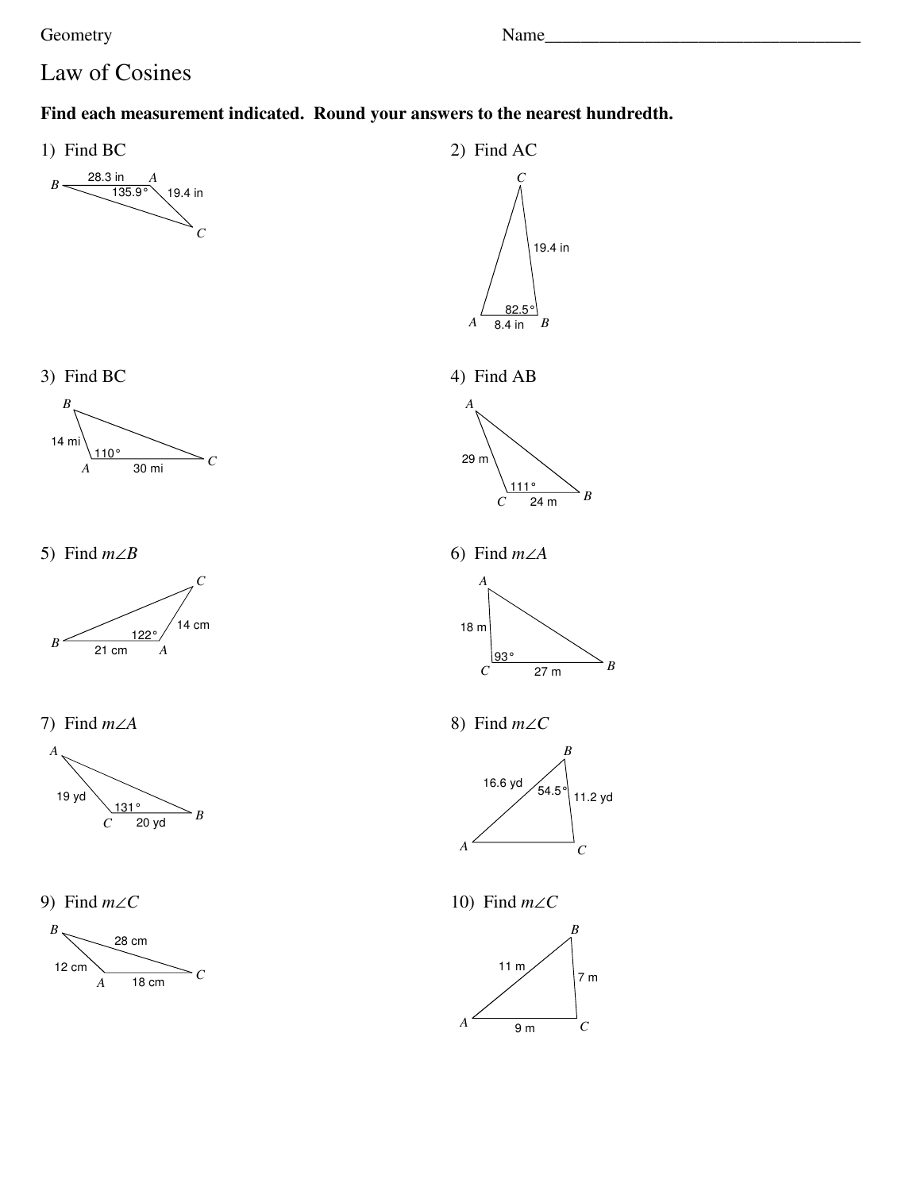Geometry

Name____________________________________

# Law of Cosines

**Find each measurement indicated. Round your answers to the nearest hundredth.**

1) Find BC

B, A, C — 28.3 in, 135.9°, 19.4 in

2) Find AC

C, A, B — 19.4 in, 82.5°, 8.4 in

3) Find BC

B, A, C — 14 mi, 110°, 30 mi

4) Find AB

A, C, B — 29 m, 111°, 24 m

5) Find $m\angle B$

C, B, A — 14 cm, 122°, 21 cm

6) Find $m\angle A$

A, C, B — 18 m, 93°, 27 m

7) Find $m\angle A$

A, C, B — 19 yd, 131°, 20 yd

8) Find $m\angle C$

B, A, C — 16.6 yd, 54.5°, 11.2 yd

9) Find $m\angle C$

B, A, C — 28 cm, 12 cm, 18 cm

10) Find $m\angle C$

B, A, C — 11 m, 7 m, 9 m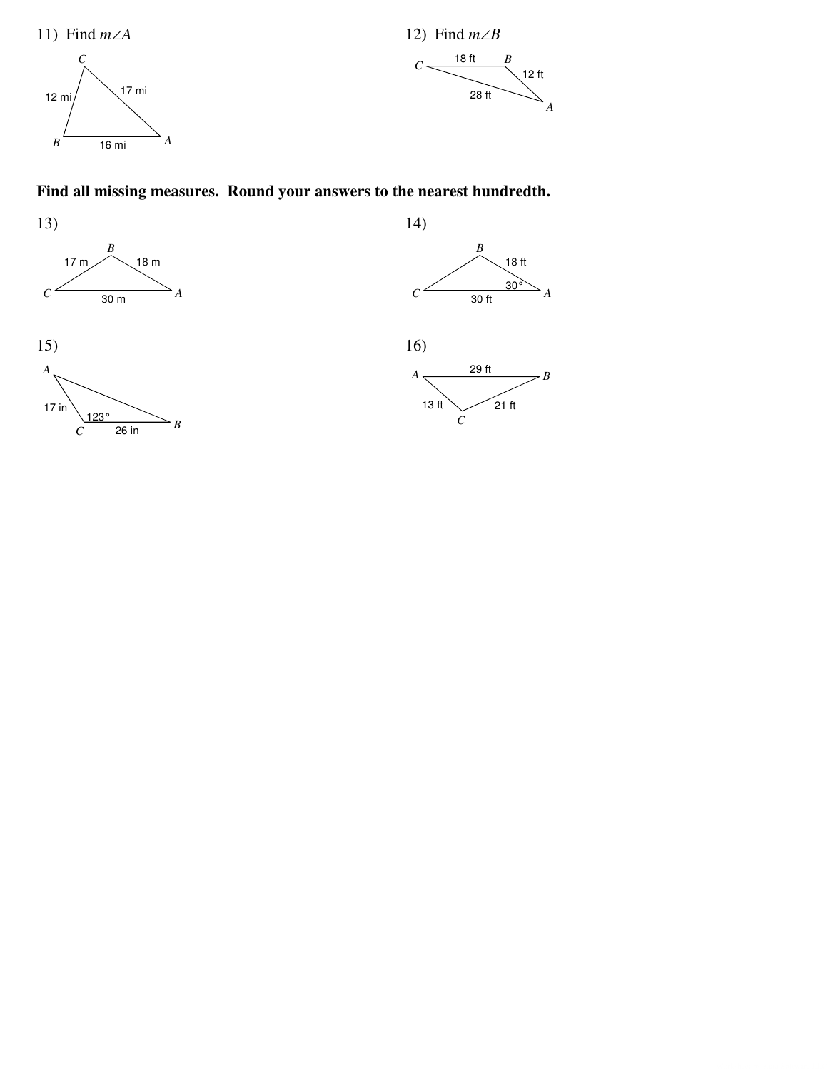11) Find $m\angle A$

C

12 mi

17 mi

B

16 mi

A

12) Find $m\angle B$

C

18 ft

B

12 ft

28 ft

A

**Find all missing measures. Round your answers to the nearest hundredth.**

13)

B

17 m

18 m

C

30 m

A

14)

B

18 ft

30°

C

30 ft

A

15)

A

17 in

123°

C

26 in

B

16)

A

29 ft

B

13 ft

21 ft

C